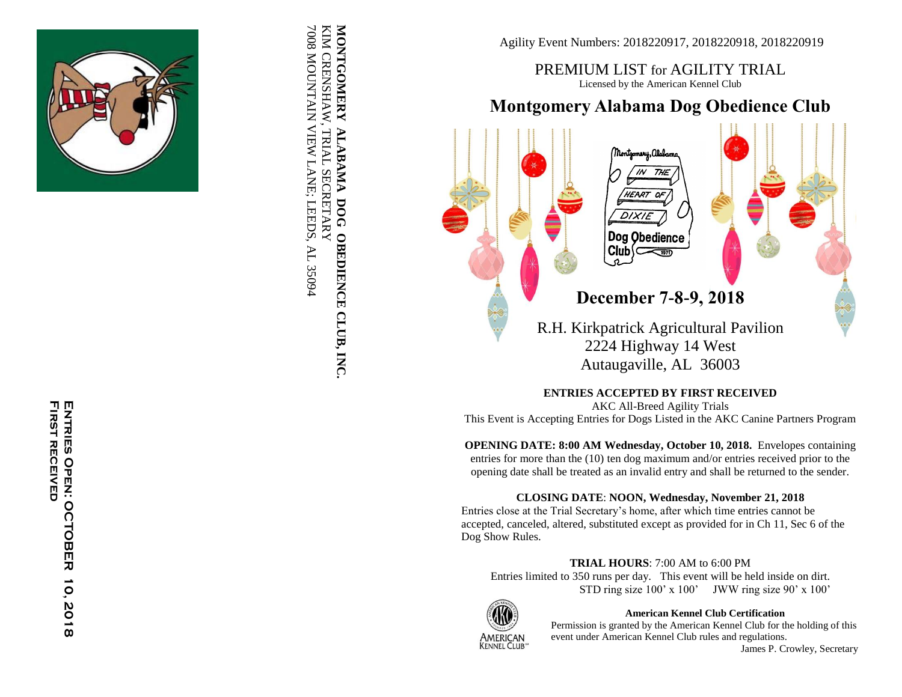MONTGOMERY ALABAMA DOG OBEDIENCE CLUB, INC.
KIM CRENSHAW, TRIAL SECRETARY
7008 MOUNTAIN VIEW LANE; LEEDS, AL 35094

ENTRIES OPEN: OCTOBER 10, 2018
FIRST RECEIVED

Agility Event Numbers: 2018220917, 2018220918, 2018220919

# PREMIUM LIST for AGILITY TRIAL

Licensed by the American Kennel Club

# Montgomery Alabama Dog Obedience Club

Montgomery, Alabama IN THE HEART OF DIXIE Dog Obedience Club 1971

## December 7-8-9, 2018

R.H. Kirkpatrick Agricultural Pavilion
2224 Highway 14 West
Autaugaville, AL 36003

**ENTRIES ACCEPTED BY FIRST RECEIVED**

AKC All-Breed Agility Trials

This Event is Accepting Entries for Dogs Listed in the AKC Canine Partners Program

**OPENING DATE: 8:00 AM Wednesday, October 10, 2018.** Envelopes containing entries for more than the (10) ten dog maximum and/or entries received prior to the opening date shall be treated as an invalid entry and shall be returned to the sender.

**CLOSING DATE**: **NOON, Wednesday, November 21, 2018**

Entries close at the Trial Secretary's home, after which time entries cannot be accepted, canceled, altered, substituted except as provided for in Ch 11, Sec 6 of the Dog Show Rules.

**TRIAL HOURS**: 7:00 AM to 6:00 PM

Entries limited to 350 runs per day. This event will be held inside on dirt.

STD ring size 100' x 100' JWW ring size 90' x 100'

AMERICAN KENNEL CLUB

**American Kennel Club Certification**

Permission is granted by the American Kennel Club for the holding of this event under American Kennel Club rules and regulations.

James P. Crowley, Secretary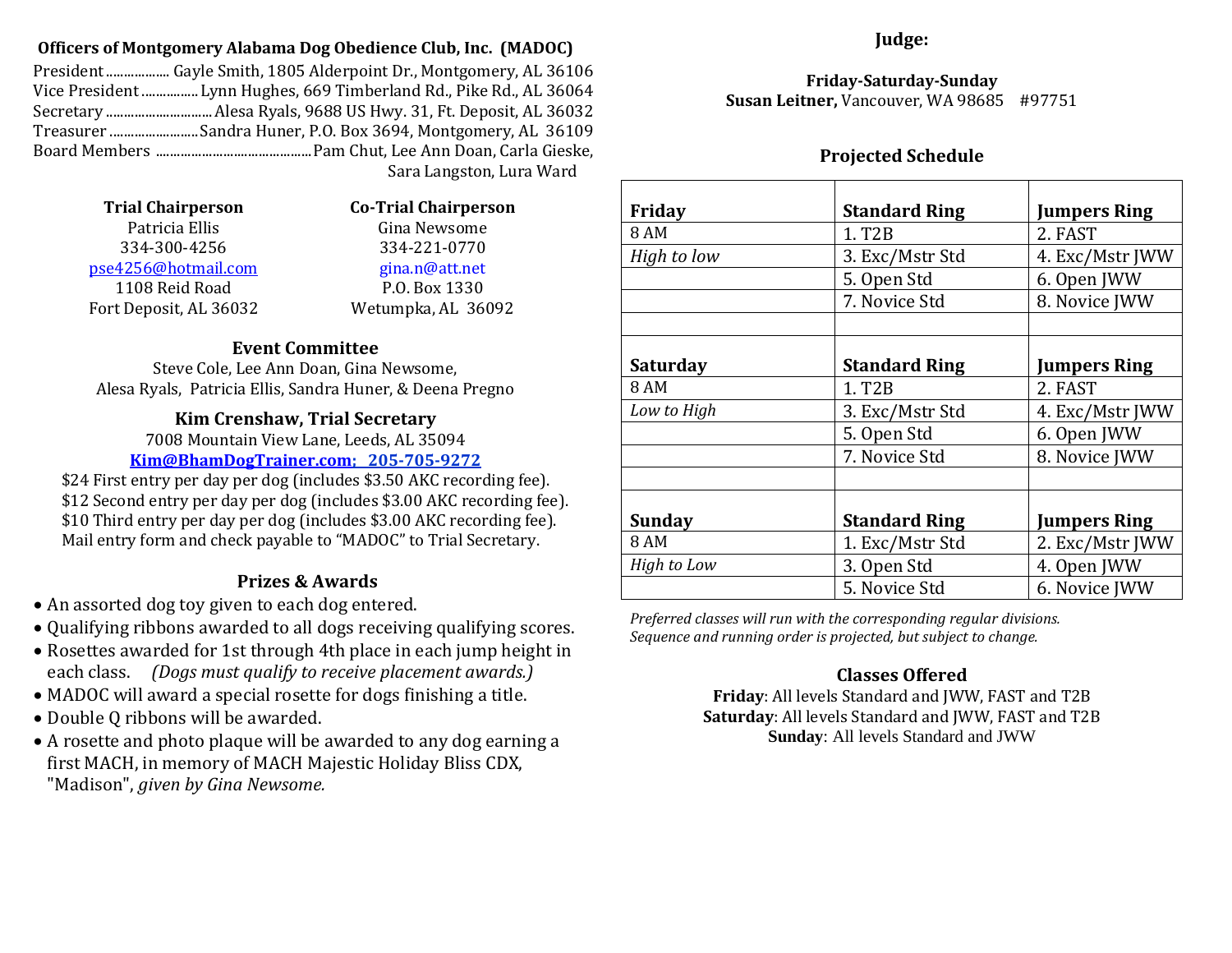### Officers of Montgomery Alabama Dog Obedience Club, Inc. (MADOC)

President .................. Gayle Smith, 1805 Alderpoint Dr., Montgomery, AL 36106
Vice President ................ Lynn Hughes, 669 Timberland Rd., Pike Rd., AL 36064
Secretary .............................. Alesa Ryals, 9688 US Hwy. 31, Ft. Deposit, AL 36032
Treasurer ......................... Sandra Huner, P.O. Box 3694, Montgomery, AL 36109
Board Members ........................................... Pam Chut, Lee Ann Doan, Carla Gieske, Sara Langston, Lura Ward

**Trial Chairperson**
Patricia Ellis
334-300-4256
pse4256@hotmail.com
1108 Reid Road
Fort Deposit, AL 36032

**Co-Trial Chairperson**
Gina Newsome
334-221-0770
gina.n@att.net
P.O. Box 1330
Wetumpka, AL 36092

### Event Committee

Steve Cole, Lee Ann Doan, Gina Newsome,
Alesa Ryals, Patricia Ellis, Sandra Huner, & Deena Pregno

### Kim Crenshaw, Trial Secretary

7008 Mountain View Lane, Leeds, AL 35094
**Kim@BhamDogTrainer.com; 205-705-9272**

$24 First entry per day per dog (includes $3.50 AKC recording fee).
$12 Second entry per day per dog (includes $3.00 AKC recording fee).
$10 Third entry per day per dog (includes $3.00 AKC recording fee).
Mail entry form and check payable to “MADOC” to Trial Secretary.

### Prizes & Awards

- An assorted dog toy given to each dog entered.
- Qualifying ribbons awarded to all dogs receiving qualifying scores.
- Rosettes awarded for 1st through 4th place in each jump height in each class. *(Dogs must qualify to receive placement awards.)*
- MADOC will award a special rosette for dogs finishing a title.
- Double Q ribbons will be awarded.
- A rosette and photo plaque will be awarded to any dog earning a first MACH, in memory of MACH Majestic Holiday Bliss CDX, "Madison", *given by Gina Newsome.*

### Judge:

**Friday-Saturday-Sunday**
**Susan Leitner,** Vancouver, WA 98685 #97751

### Projected Schedule

| Friday | Standard Ring | Jumpers Ring |
|---|---|---|
| 8 AM | 1. T2B | 2. FAST |
| *High to low* | 3. Exc/Mstr Std | 4. Exc/Mstr JWW |
| | 5. Open Std | 6. Open JWW |
| | 7. Novice Std | 8. Novice JWW |
| | | |
| **Saturday** | **Standard Ring** | **Jumpers Ring** |
| 8 AM | 1. T2B | 2. FAST |
| *Low to High* | 3. Exc/Mstr Std | 4. Exc/Mstr JWW |
| | 5. Open Std | 6. Open JWW |
| | 7. Novice Std | 8. Novice JWW |
| | | |
| **Sunday** | **Standard Ring** | **Jumpers Ring** |
| 8 AM | 1. Exc/Mstr Std | 2. Exc/Mstr JWW |
| *High to Low* | 3. Open Std | 4. Open JWW |
| | 5. Novice Std | 6. Novice JWW |

*Preferred classes will run with the corresponding regular divisions.*
*Sequence and running order is projected, but subject to change.*

### Classes Offered

**Friday**: All levels Standard and JWW, FAST and T2B
**Saturday**: All levels Standard and JWW, FAST and T2B
**Sunday**: All levels Standard and JWW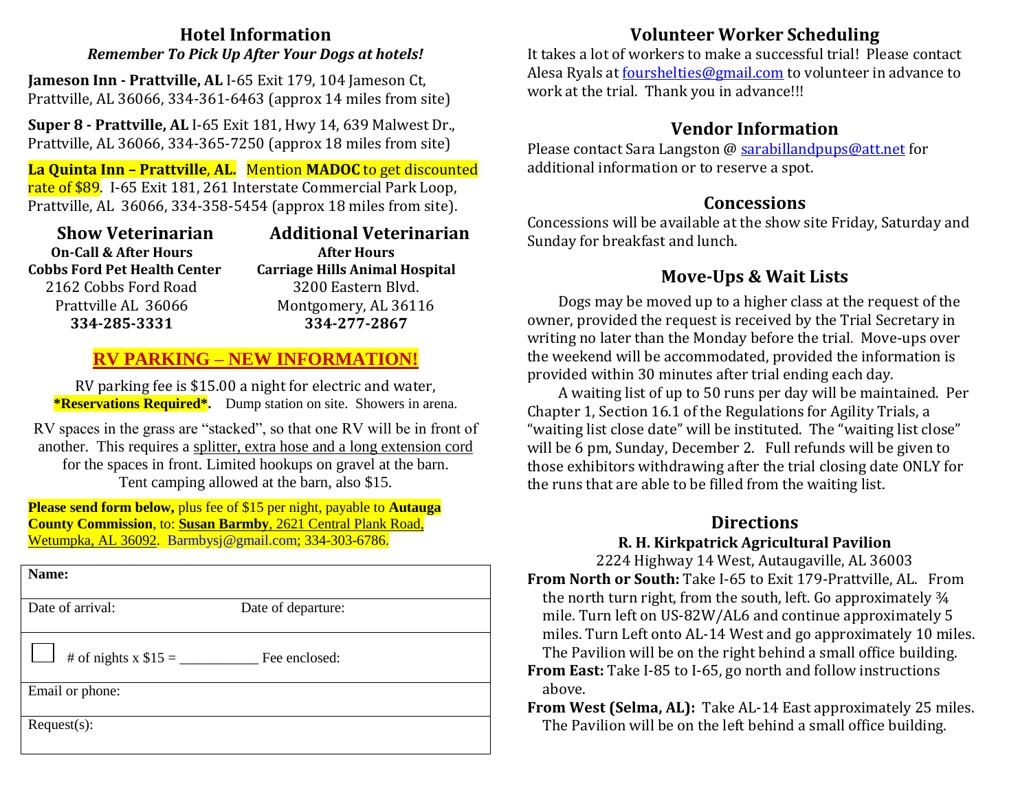## Hotel Information

***Remember To Pick Up After Your Dogs at hotels!***

**Jameson Inn - Prattville, AL** I-65 Exit 179, 104 Jameson Ct, Prattville, AL 36066, 334-361-6463 (approx 14 miles from site)

**Super 8 - Prattville, AL** I-65 Exit 181, Hwy 14, 639 Malwest Dr., Prattville, AL 36066, 334-365-7250 (approx 18 miles from site)

**La Quinta Inn – Prattville, AL.** Mention **MADOC** to get discounted rate of $89. I-65 Exit 181, 261 Interstate Commercial Park Loop, Prattville, AL 36066, 334-358-5454 (approx 18 miles from site).

### Show Veterinarian

**On-Call & After Hours**
**Cobbs Ford Pet Health Center**
2162 Cobbs Ford Road
Prattville AL 36066
**334-285-3331**

### Additional Veterinarian

**After Hours**
**Carriage Hills Animal Hospital**
3200 Eastern Blvd.
Montgomery, AL 36116
**334-277-2867**

## RV PARKING – NEW INFORMATION!

RV parking fee is $15.00 a night for electric and water, **\*Reservations Required\*.** Dump station on site. Showers in arena.

RV spaces in the grass are "stacked", so that one RV will be in front of another. This requires a splitter, extra hose and a long extension cord for the spaces in front. Limited hookups on gravel at the barn. Tent camping allowed at the barn, also $15.

**Please send form below,** plus fee of $15 per night, payable to **Autauga County Commission**, to: **Susan Barmby**, 2621 Central Plank Road, Wetumpka, AL 36092. Barmbysj@gmail.com; 334-303-6786.

| **Name:** | |
|---|---|
| Date of arrival: | Date of departure: |
| ☐ # of nights x $15 = ___________ | Fee enclosed: |
| Email or phone: | |
| Request(s): | |

## Volunteer Worker Scheduling

It takes a lot of workers to make a successful trial! Please contact Alesa Ryals at foursh​elties@gmail.com to volunteer in advance to work at the trial. Thank you in advance!!!

## Vendor Information

Please contact Sara Langston @ sarabillandpups@att.net for additional information or to reserve a spot.

## Concessions

Concessions will be available at the show site Friday, Saturday and Sunday for breakfast and lunch.

## Move-Ups & Wait Lists

Dogs may be moved up to a higher class at the request of the owner, provided the request is received by the Trial Secretary in writing no later than the Monday before the trial. Move-ups over the weekend will be accommodated, provided the information is provided within 30 minutes after trial ending each day.

A waiting list of up to 50 runs per day will be maintained. Per Chapter 1, Section 16.1 of the Regulations for Agility Trials, a "waiting list close date" will be instituted. The "waiting list close" will be 6 pm, Sunday, December 2. Full refunds will be given to those exhibitors withdrawing after the trial closing date ONLY for the runs that are able to be filled from the waiting list.

## Directions

**R. H. Kirkpatrick Agricultural Pavilion**
2224 Highway 14 West, Autaugaville, AL 36003

**From North or South:** Take I-65 to Exit 179-Prattville, AL. From the north turn right, from the south, left. Go approximately ¾ mile. Turn left on US-82W/AL6 and continue approximately 5 miles. Turn Left onto AL-14 West and go approximately 10 miles. The Pavilion will be on the right behind a small office building.

**From East:** Take I-85 to I-65, go north and follow instructions above.

**From West (Selma, AL):** Take AL-14 East approximately 25 miles. The Pavilion will be on the left behind a small office building.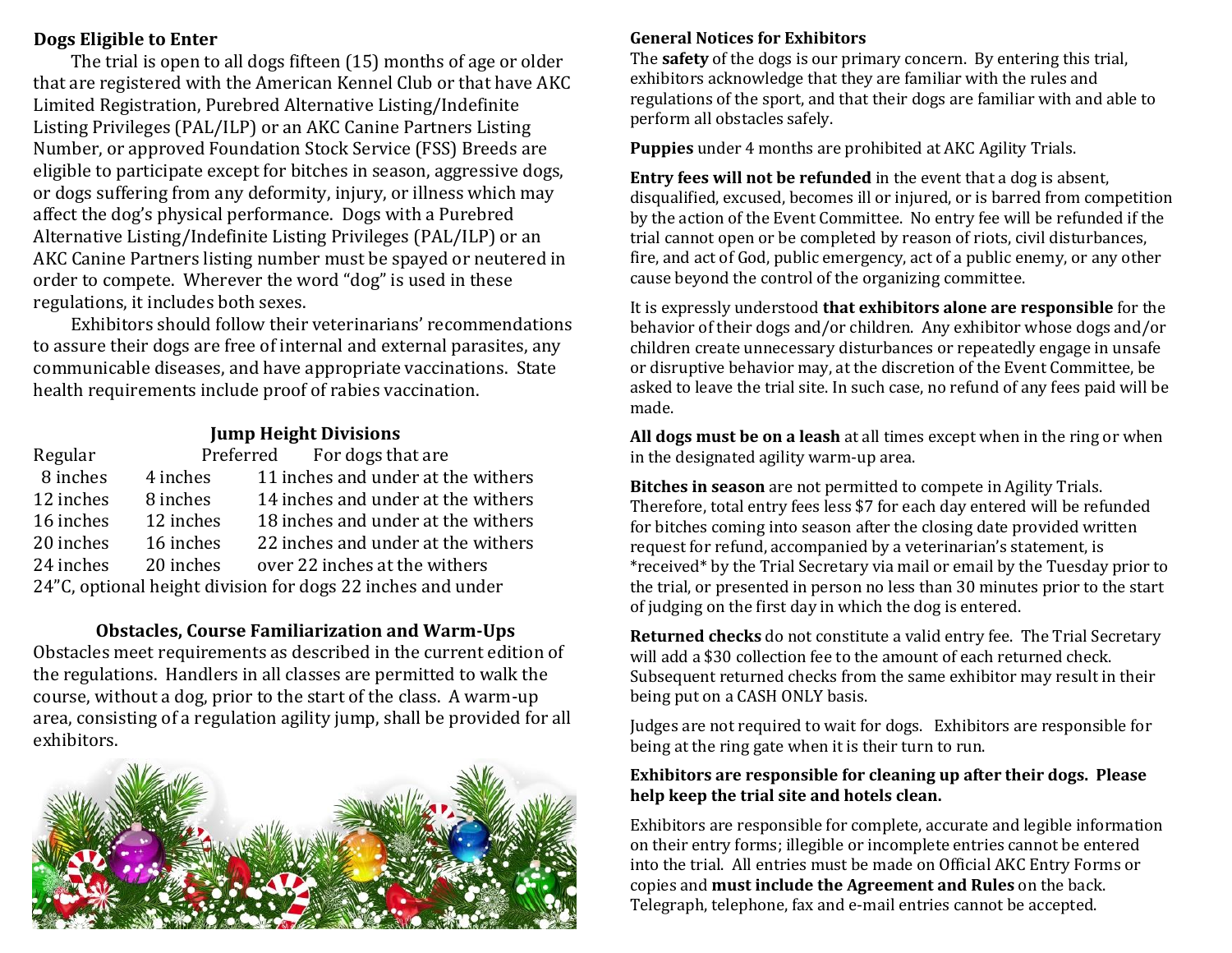## Dogs Eligible to Enter

The trial is open to all dogs fifteen (15) months of age or older that are registered with the American Kennel Club or that have AKC Limited Registration, Purebred Alternative Listing/Indefinite Listing Privileges (PAL/ILP) or an AKC Canine Partners Listing Number, or approved Foundation Stock Service (FSS) Breeds are eligible to participate except for bitches in season, aggressive dogs, or dogs suffering from any deformity, injury, or illness which may affect the dog's physical performance. Dogs with a Purebred Alternative Listing/Indefinite Listing Privileges (PAL/ILP) or an AKC Canine Partners listing number must be spayed or neutered in order to compete. Wherever the word "dog" is used in these regulations, it includes both sexes.

Exhibitors should follow their veterinarians' recommendations to assure their dogs are free of internal and external parasites, any communicable diseases, and have appropriate vaccinations. State health requirements include proof of rabies vaccination.

## Jump Height Divisions

| Regular | Preferred | For dogs that are |
|---|---|---|
| 8 inches | 4 inches | 11 inches and under at the withers |
| 12 inches | 8 inches | 14 inches and under at the withers |
| 16 inches | 12 inches | 18 inches and under at the withers |
| 20 inches | 16 inches | 22 inches and under at the withers |
| 24 inches | 20 inches | over 22 inches at the withers |

24"C, optional height division for dogs 22 inches and under

## Obstacles, Course Familiarization and Warm-Ups

Obstacles meet requirements as described in the current edition of the regulations. Handlers in all classes are permitted to walk the course, without a dog, prior to the start of the class. A warm-up area, consisting of a regulation agility jump, shall be provided for all exhibitors.

## General Notices for Exhibitors

The **safety** of the dogs is our primary concern. By entering this trial, exhibitors acknowledge that they are familiar with the rules and regulations of the sport, and that their dogs are familiar with and able to perform all obstacles safely.

**Puppies** under 4 months are prohibited at AKC Agility Trials.

**Entry fees will not be refunded** in the event that a dog is absent, disqualified, excused, becomes ill or injured, or is barred from competition by the action of the Event Committee. No entry fee will be refunded if the trial cannot open or be completed by reason of riots, civil disturbances, fire, and act of God, public emergency, act of a public enemy, or any other cause beyond the control of the organizing committee.

It is expressly understood **that exhibitors alone are responsible** for the behavior of their dogs and/or children. Any exhibitor whose dogs and/or children create unnecessary disturbances or repeatedly engage in unsafe or disruptive behavior may, at the discretion of the Event Committee, be asked to leave the trial site. In such case, no refund of any fees paid will be made.

**All dogs must be on a leash** at all times except when in the ring or when in the designated agility warm-up area.

**Bitches in season** are not permitted to compete in Agility Trials. Therefore, total entry fees less $7 for each day entered will be refunded for bitches coming into season after the closing date provided written request for refund, accompanied by a veterinarian's statement, is *received* by the Trial Secretary via mail or email by the Tuesday prior to the trial, or presented in person no less than 30 minutes prior to the start of judging on the first day in which the dog is entered.

**Returned checks** do not constitute a valid entry fee. The Trial Secretary will add a $30 collection fee to the amount of each returned check. Subsequent returned checks from the same exhibitor may result in their being put on a CASH ONLY basis.

Judges are not required to wait for dogs. Exhibitors are responsible for being at the ring gate when it is their turn to run.

**Exhibitors are responsible for cleaning up after their dogs. Please help keep the trial site and hotels clean.**

Exhibitors are responsible for complete, accurate and legible information on their entry forms; illegible or incomplete entries cannot be entered into the trial. All entries must be made on Official AKC Entry Forms or copies and **must include the Agreement and Rules** on the back. Telegraph, telephone, fax and e-mail entries cannot be accepted.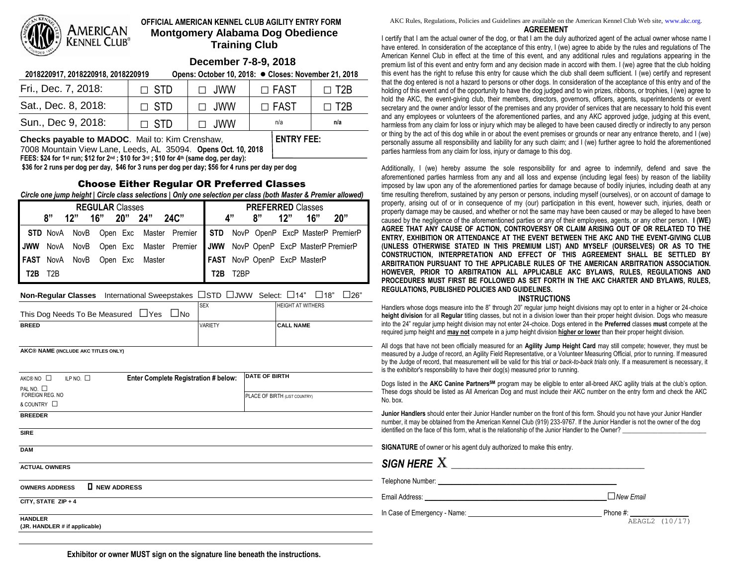AMERICAN KENNEL CLUB®

# OFFICIAL AMERICAN KENNEL CLUB AGILITY ENTRY FORM

## Montgomery Alabama Dog Obedience Training Club

## December 7-8-9, 2018

**2018220917, 2018220918, 2018220919** **Opens: October 10, 2018: ● Closes: November 21, 2018**

| | | | | |
|---|---|---|---|---|
| Fri., Dec. 7, 2018: | ☐ STD | ☐ JWW | ☐ FAST | ☐ T2B |
| Sat., Dec. 8, 2018: | ☐ STD | ☐ JWW | ☐ FAST | ☐ T2B |
| Sun., Dec 9, 2018: | ☐ STD | ☐ JWW | n/a | n/a |

**Checks payable to MADOC**. Mail to: Kim Crenshaw, 7008 Mountain View Lane, Leeds, AL 35094. **Opens Oct. 10, 2018**

**FEES: $24 for 1st run; $12 for 2nd ; $10 for 3rd ; $10 for 4th (same dog, per day):**
**$36 for 2 runs per dog per day, $46 for 3 runs per dog per day; $56 for 4 runs per day per dog**

**ENTRY FEE:**

### Choose Either Regular OR Preferred Classes

*Circle one jump height | Circle class selections | Only one selection per class (both Master & Premier allowed)*

| REGULAR Classes | | PREFERRED Classes | |
|---|---|---|---|
| 8" 12" 16" 20" 24" 24C" | | 4" 8" 12" 16" 20" | |
| **STD** | NovA NovB Open Exc Master Premier | **STD** | NovP OpenP ExcP MasterP PremierP |
| **JWW** | NovA NovB Open Exc Master Premier | **JWW** | NovP OpenP ExcP MasterP PremierP |
| **FAST** | NovA NovB Open Exc Master | **FAST** | NovP OpenP ExcP MasterP |
| **T2B** | T2B | **T2B** | T2BP |

**Non-Regular Classes** International Sweepstakes ☐STD ☐JWW Select: ☐14" ☐18" ☐26"

| | | |
|---|---|---|
| This Dog Needs To Be Measured ☐Yes ☐No | SEX | HEIGHT AT WITHERS |
| **BREED** | VARIETY | **CALL NAME** |

**AKC® NAME (INCLUDE AKC TITLES ONLY)**

AKC® NO ☐ ILP NO. ☐ PAL NO. ☐ FOREIGN REG. NO & COUNTRY ☐ **Enter Complete Registration # below:** **DATE OF BIRTH**

PLACE OF BIRTH (LIST COUNTRY)

**BREEDER**

**SIRE**

**DAM**

**ACTUAL OWNERS**

**OWNERS ADDRESS** ☐ **NEW ADDRESS**

**CITY, STATE ZIP + 4**

**HANDLER**
**(JR. HANDLER # if applicable)**

**Exhibitor or owner MUST sign on the signature line beneath the instructions.**

AKC Rules, Regulations, Policies and Guidelines are available on the American Kennel Club Web site, www.akc.org.

## AGREEMENT

I certify that I am the actual owner of the dog, or that I am the duly authorized agent of the actual owner whose name I have entered. In consideration of the acceptance of this entry, I (we) agree to abide by the rules and regulations of The American Kennel Club in effect at the time of this event, and any additional rules and regulations appearing in the premium list of this event and entry form and any decision made in accord with them. I (we) agree that the club holding this event has the right to refuse this entry for cause which the club shall deem sufficient. I (we) certify and represent that the dog entered is not a hazard to persons or other dogs. In consideration of the acceptance of this entry and of the holding of this event and of the opportunity to have the dog judged and to win prizes, ribbons, or trophies, I (we) agree to hold the AKC, the event-giving club, their members, directors, governors, officers, agents, superintendents or event secretary and the owner and/or lessor of the premises and any provider of services that are necessary to hold this event and any employees or volunteers of the aforementioned parties, and any AKC approved judge, judging at this event, harmless from any claim for loss or injury which may be alleged to have been caused directly or indirectly to any person or thing by the act of this dog while in or about the event premises or grounds or near any entrance thereto, and I (we) personally assume all responsibility and liability for any such claim; and I (we) further agree to hold the aforementioned parties harmless from any claim for loss, injury or damage to this dog.

Additionally, I (we) hereby assume the sole responsibility for and agree to indemnify, defend and save the aforementioned parties harmless from any and all loss and expense (including legal fees) by reason of the liability imposed by law upon any of the aforementioned parties for damage because of bodily injuries, including death at any time resulting therefrom, sustained by any person or persons, including myself (ourselves), or on account of damage to property, arising out of or in consequence of my (our) participation in this event, however such, injuries, death or property damage may be caused, and whether or not the same may have been caused or may be alleged to have been caused by the negligence of the aforementioned parties or any of their employees, agents, or any other person. **I (WE) AGREE THAT ANY CAUSE OF ACTION, CONTROVERSY OR CLAIM ARISING OUT OF OR RELATED TO THE ENTRY, EXHIBITION OR ATTENDANCE AT THE EVENT BETWEEN THE AKC AND THE EVENT-GIVING CLUB (UNLESS OTHERWISE STATED IN THIS PREMIUM LIST) AND MYSELF (OURSELVES) OR AS TO THE CONSTRUCTION, INTERPRETATION AND EFFECT OF THIS AGREEMENT SHALL BE SETTLED BY ARBITRATION PURSUANT TO THE APPLICABLE RULES OF THE AMERICAN ARBITRATION ASSOCIATION. HOWEVER, PRIOR TO ARBITRATION ALL APPLICABLE AKC BYLAWS, RULES, REGULATIONS AND PROCEDURES MUST FIRST BE FOLLOWED AS SET FORTH IN THE AKC CHARTER AND BYLAWS, RULES, REGULATIONS, PUBLISHED POLICIES AND GUIDELINES.**

## INSTRUCTIONS

Handlers whose dogs measure into the 8" through 20" regular jump height divisions may opt to enter in a higher or 24-choice **height division** for all **Regular** titling classes, but not in a division lower than their proper height division. Dogs who measure into the 24" regular jump height division may not enter 24-choice. Dogs entered in the **Preferred** classes **must** compete at the required jump height and **may not** compete in a jump height division **higher or lower** than their proper height division.

All dogs that have not been officially measured for an **Agility Jump Height Card** may still compete; however, they must be measured by a Judge of record, an Agility Field Representative, or a Volunteer Measuring Official, prior to running. If measured by the Judge of record, that measurement will be valid for this trial *or back-to-back trials* only. If a measurement is necessary, it is the exhibitor's responsibility to have their dog(s) measured prior to running.

Dogs listed in the **AKC Canine Partners**[SM] program may be eligible to enter all-breed AKC agility trials at the club's option. These dogs should be listed as All American Dog and must include their AKC number on the entry form and check the AKC No. box.

**Junior Handlers** should enter their Junior Handler number on the front of this form. Should you not have your Junior Handler number, it may be obtained from the American Kennel Club (919) 233-9767. If the Junior Handler is not the owner of the dog identified on the face of this form, what is the relationship of the Junior Handler to the Owner? ______________________

**SIGNATURE** of owner or his agent duly authorized to make this entry.

***SIGN HERE X*** ________________________________________

Telephone Number: ________________________________________

Email Address: ________________________________________ ☐ *New Email*

In Case of Emergency - Name: ______________________________ Phone #: ______________

AEAGL2 (10/17)